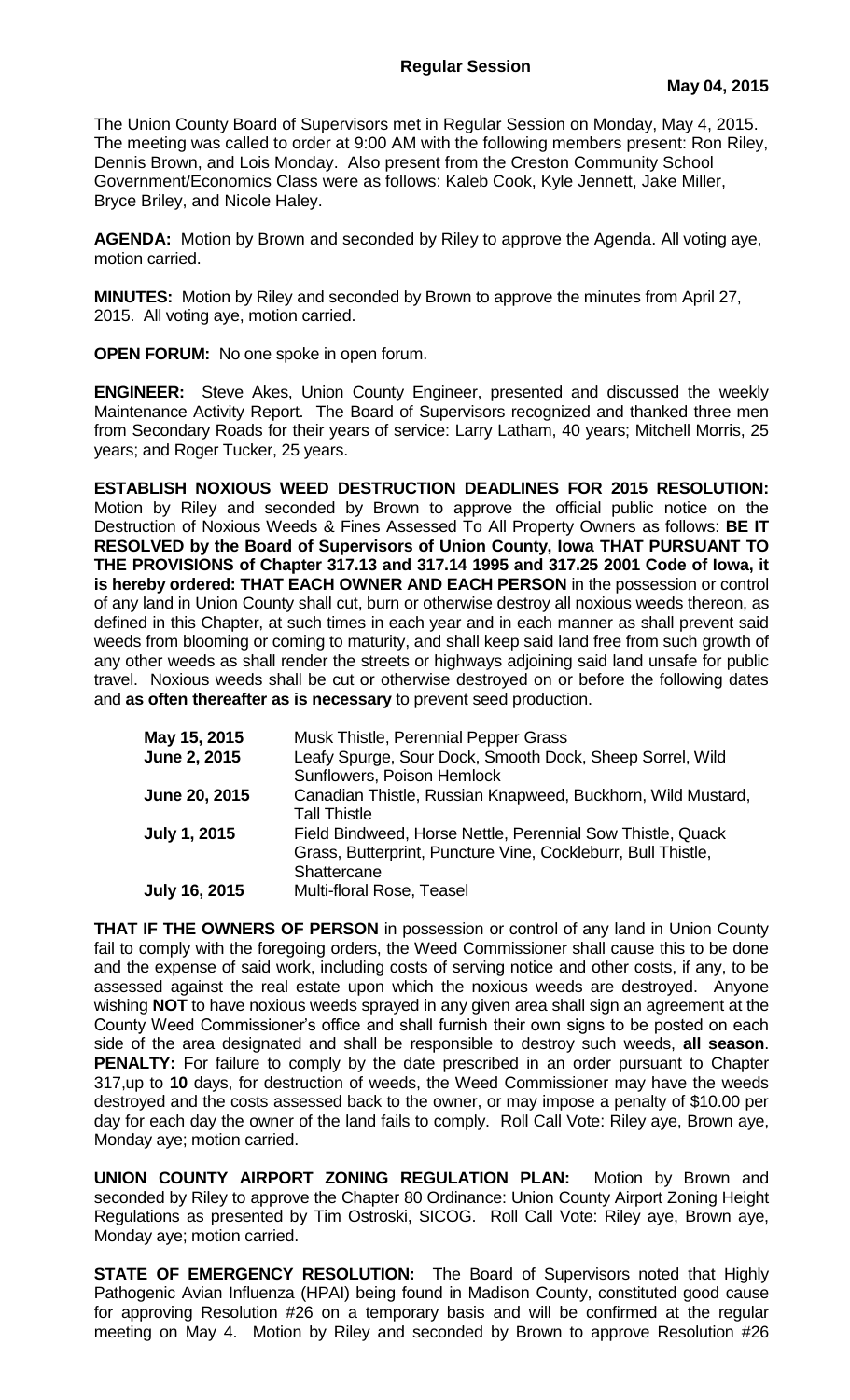**Regular Session**

**May 04, 2015**

The Union County Board of Supervisors met in Regular Session on Monday, May 4, 2015. The meeting was called to order at 9:00 AM with the following members present: Ron Riley, Dennis Brown, and Lois Monday. Also present from the Creston Community School Government/Economics Class were as follows: Kaleb Cook, Kyle Jennett, Jake Miller, Bryce Briley, and Nicole Haley.

**AGENDA:** Motion by Brown and seconded by Riley to approve the Agenda. All voting aye, motion carried.

**MINUTES:** Motion by Riley and seconded by Brown to approve the minutes from April 27, 2015. All voting aye, motion carried.

**OPEN FORUM:** No one spoke in open forum.

**ENGINEER:** Steve Akes, Union County Engineer, presented and discussed the weekly Maintenance Activity Report. The Board of Supervisors recognized and thanked three men from Secondary Roads for their years of service: Larry Latham, 40 years; Mitchell Morris, 25 years; and Roger Tucker, 25 years.

**ESTABLISH NOXIOUS WEED DESTRUCTION DEADLINES FOR 2015 RESOLUTION:** Motion by Riley and seconded by Brown to approve the official public notice on the Destruction of Noxious Weeds & Fines Assessed To All Property Owners as follows: **BE IT RESOLVED by the Board of Supervisors of Union County, Iowa THAT PURSUANT TO THE PROVISIONS of Chapter 317.13 and 317.14 1995 and 317.25 2001 Code of Iowa, it is hereby ordered: THAT EACH OWNER AND EACH PERSON** in the possession or control of any land in Union County shall cut, burn or otherwise destroy all noxious weeds thereon, as defined in this Chapter, at such times in each year and in each manner as shall prevent said weeds from blooming or coming to maturity, and shall keep said land free from such growth of any other weeds as shall render the streets or highways adjoining said land unsafe for public travel. Noxious weeds shall be cut or otherwise destroyed on or before the following dates and **as often thereafter as is necessary** to prevent seed production.

| | |
|---|---|
| **May 15, 2015** | Musk Thistle, Perennial Pepper Grass |
| **June 2, 2015** | Leafy Spurge, Sour Dock, Smooth Dock, Sheep Sorrel, Wild Sunflowers, Poison Hemlock |
| **June 20, 2015** | Canadian Thistle, Russian Knapweed, Buckhorn, Wild Mustard, Tall Thistle |
| **July 1, 2015** | Field Bindweed, Horse Nettle, Perennial Sow Thistle, Quack Grass, Butterprint, Puncture Vine, Cockleburr, Bull Thistle, Shattercane |
| **July 16, 2015** | Multi-floral Rose, Teasel |

**THAT IF THE OWNERS OF PERSON** in possession or control of any land in Union County fail to comply with the foregoing orders, the Weed Commissioner shall cause this to be done and the expense of said work, including costs of serving notice and other costs, if any, to be assessed against the real estate upon which the noxious weeds are destroyed. Anyone wishing **NOT** to have noxious weeds sprayed in any given area shall sign an agreement at the County Weed Commissioner's office and shall furnish their own signs to be posted on each side of the area designated and shall be responsible to destroy such weeds, **all season**. **PENALTY:** For failure to comply by the date prescribed in an order pursuant to Chapter 317,up to **10** days, for destruction of weeds, the Weed Commissioner may have the weeds destroyed and the costs assessed back to the owner, or may impose a penalty of $10.00 per day for each day the owner of the land fails to comply. Roll Call Vote: Riley aye, Brown aye, Monday aye; motion carried.

**UNION COUNTY AIRPORT ZONING REGULATION PLAN:** Motion by Brown and seconded by Riley to approve the Chapter 80 Ordinance: Union County Airport Zoning Height Regulations as presented by Tim Ostroski, SICOG. Roll Call Vote: Riley aye, Brown aye, Monday aye; motion carried.

**STATE OF EMERGENCY RESOLUTION:** The Board of Supervisors noted that Highly Pathogenic Avian Influenza (HPAI) being found in Madison County, constituted good cause for approving Resolution #26 on a temporary basis and will be confirmed at the regular meeting on May 4. Motion by Riley and seconded by Brown to approve Resolution #26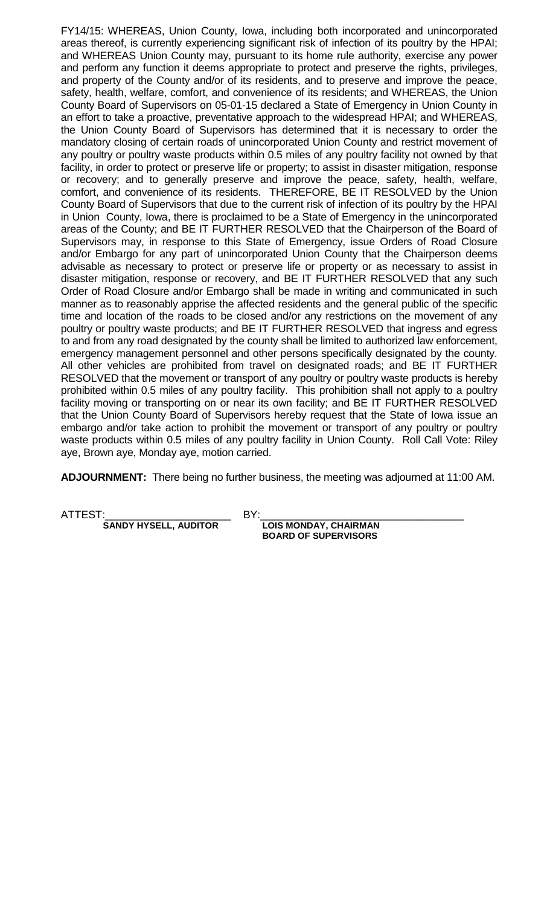FY14/15: WHEREAS, Union County, Iowa, including both incorporated and unincorporated areas thereof, is currently experiencing significant risk of infection of its poultry by the HPAI; and WHEREAS Union County may, pursuant to its home rule authority, exercise any power and perform any function it deems appropriate to protect and preserve the rights, privileges, and property of the County and/or of its residents, and to preserve and improve the peace, safety, health, welfare, comfort, and convenience of its residents; and WHEREAS, the Union County Board of Supervisors on 05-01-15 declared a State of Emergency in Union County in an effort to take a proactive, preventative approach to the widespread HPAI; and WHEREAS, the Union County Board of Supervisors has determined that it is necessary to order the mandatory closing of certain roads of unincorporated Union County and restrict movement of any poultry or poultry waste products within 0.5 miles of any poultry facility not owned by that facility, in order to protect or preserve life or property; to assist in disaster mitigation, response or recovery; and to generally preserve and improve the peace, safety, health, welfare, comfort, and convenience of its residents. THEREFORE, BE IT RESOLVED by the Union County Board of Supervisors that due to the current risk of infection of its poultry by the HPAI in Union County, Iowa, there is proclaimed to be a State of Emergency in the unincorporated areas of the County; and BE IT FURTHER RESOLVED that the Chairperson of the Board of Supervisors may, in response to this State of Emergency, issue Orders of Road Closure and/or Embargo for any part of unincorporated Union County that the Chairperson deems advisable as necessary to protect or preserve life or property or as necessary to assist in disaster mitigation, response or recovery, and BE IT FURTHER RESOLVED that any such Order of Road Closure and/or Embargo shall be made in writing and communicated in such manner as to reasonably apprise the affected residents and the general public of the specific time and location of the roads to be closed and/or any restrictions on the movement of any poultry or poultry waste products; and BE IT FURTHER RESOLVED that ingress and egress to and from any road designated by the county shall be limited to authorized law enforcement, emergency management personnel and other persons specifically designated by the county. All other vehicles are prohibited from travel on designated roads; and BE IT FURTHER RESOLVED that the movement or transport of any poultry or poultry waste products is hereby prohibited within 0.5 miles of any poultry facility. This prohibition shall not apply to a poultry facility moving or transporting on or near its own facility; and BE IT FURTHER RESOLVED that the Union County Board of Supervisors hereby request that the State of Iowa issue an embargo and/or take action to prohibit the movement or transport of any poultry or poultry waste products within 0.5 miles of any poultry facility in Union County. Roll Call Vote: Riley aye, Brown aye, Monday aye, motion carried.

**ADJOURNMENT:** There being no further business, the meeting was adjourned at 11:00 AM.

ATTEST:______________________ BY:__________________________________

**SANDY HYSELL, AUDITOR** **LOIS MONDAY, CHAIRMAN**
**BOARD OF SUPERVISORS**